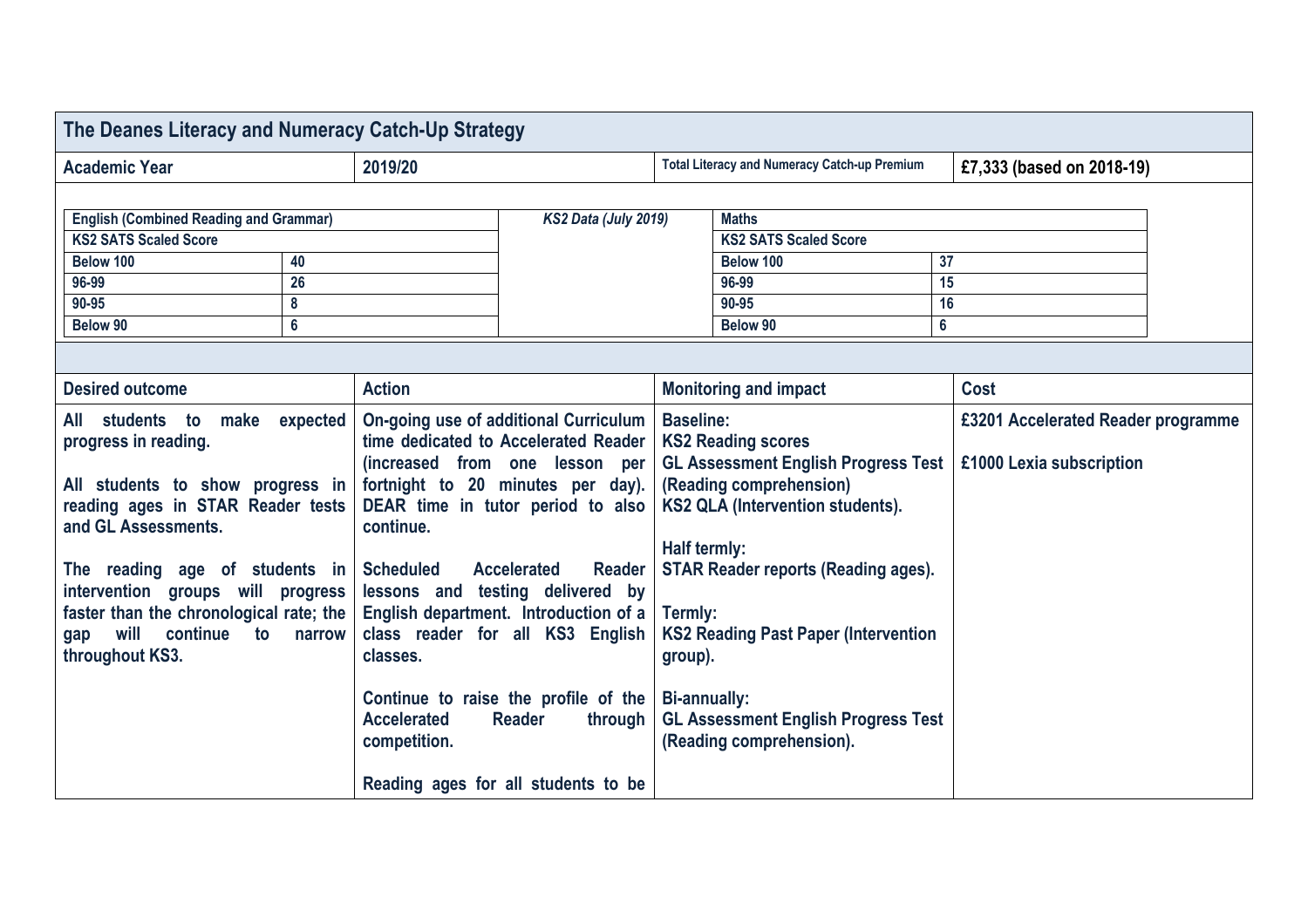## The Deanes Literacy and Numeracy Catch-Up Strategy

| Academic Year | 2019/20 | Total Literacy and Numeracy Catch-up Premium | £7,333 (based on 2018-19) |
|---|---|---|---|

| English (Combined Reading and Grammar) | | *KS2 Data (July 2019)* | Maths | |
|---|---|---|---|---|
| KS2 SATS Scaled Score | | | KS2 SATS Scaled Score | |
| Below 100 | 40 | | Below 100 | 37 |
| 96-99 | 26 | | 96-99 | 15 |
| 90-95 | 8 | | 90-95 | 16 |
| Below 90 | 6 | | Below 90 | 6 |

| Desired outcome | Action | Monitoring and impact | Cost |
|---|---|---|---|
| All students to make expected progress in reading.<br><br>All students to show progress in reading ages in STAR Reader tests and GL Assessments.<br><br>The reading age of students in intervention groups will progress faster than the chronological rate; the gap will continue to narrow throughout KS3. | On-going use of additional Curriculum time dedicated to Accelerated Reader (increased from one lesson per fortnight to 20 minutes per day). DEAR time in tutor period to also continue.<br><br>Scheduled Accelerated Reader lessons and testing delivered by English department. Introduction of a class reader for all KS3 English classes.<br><br>Continue to raise the profile of the Accelerated Reader through competition.<br><br>Reading ages for all students to be | Baseline:<br>KS2 Reading scores<br>GL Assessment English Progress Test (Reading comprehension)<br>KS2 QLA (Intervention students).<br><br>Half termly:<br>STAR Reader reports (Reading ages).<br><br>Termly:<br>KS2 Reading Past Paper (Intervention group).<br><br>Bi-annually:<br>GL Assessment English Progress Test (Reading comprehension). | £3201 Accelerated Reader programme<br><br>£1000 Lexia subscription |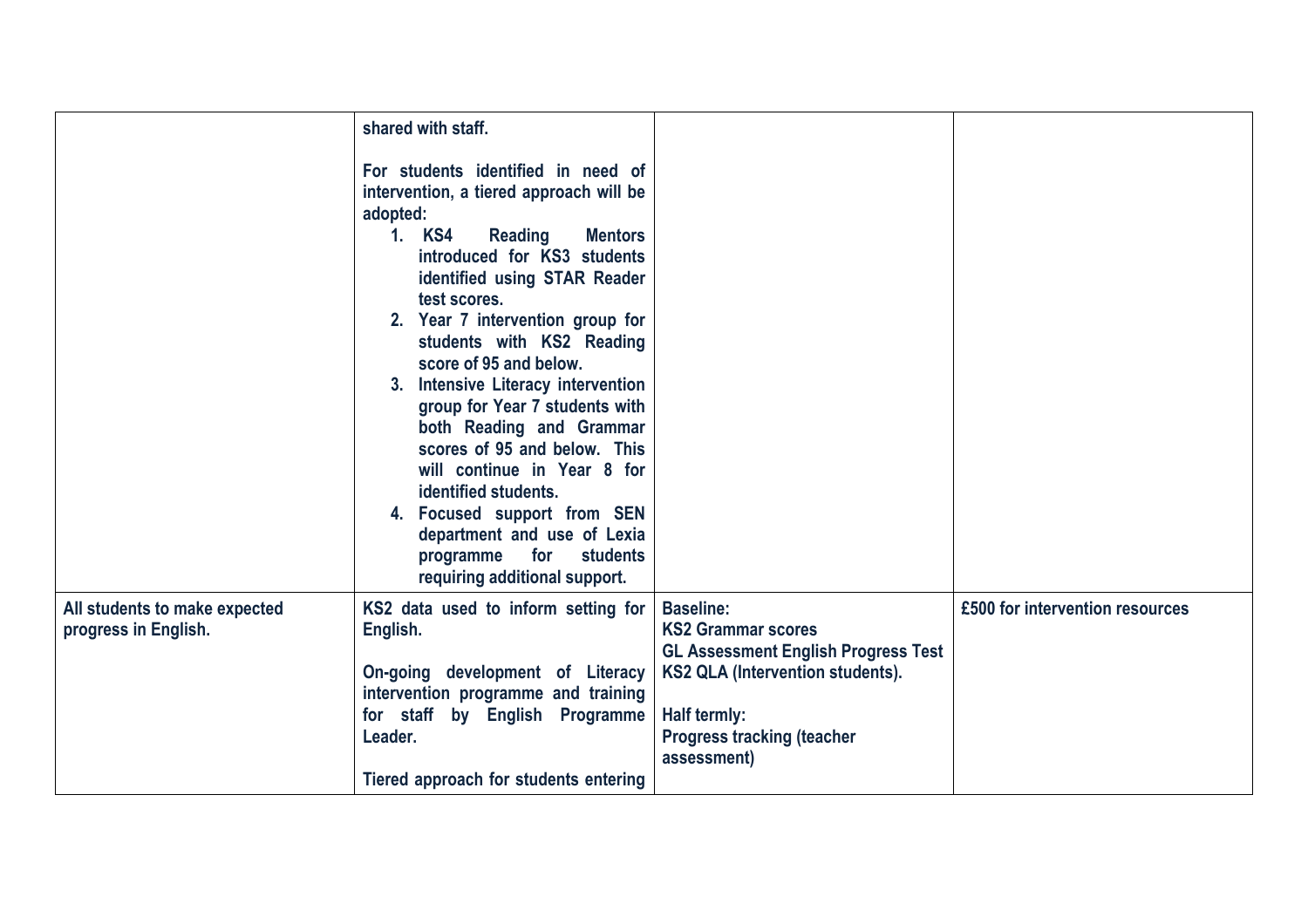| | | | |
|---|---|---|---|
| | shared with staff.<br><br>For students identified in need of intervention, a tiered approach will be adopted:<br>1. KS4 Reading Mentors introduced for KS3 students identified using STAR Reader test scores.<br>2. Year 7 intervention group for students with KS2 Reading score of 95 and below.<br>3. Intensive Literacy intervention group for Year 7 students with both Reading and Grammar scores of 95 and below. This will continue in Year 8 for identified students.<br>4. Focused support from SEN department and use of Lexia programme for students requiring additional support. | | |
| All students to make expected progress in English. | KS2 data used to inform setting for English.<br><br>On-going development of Literacy intervention programme and training for staff by English Programme Leader.<br><br>Tiered approach for students entering | Baseline:<br>KS2 Grammar scores<br>GL Assessment English Progress Test<br>KS2 QLA (Intervention students).<br><br>Half termly:<br>Progress tracking (teacher assessment) | £500 for intervention resources |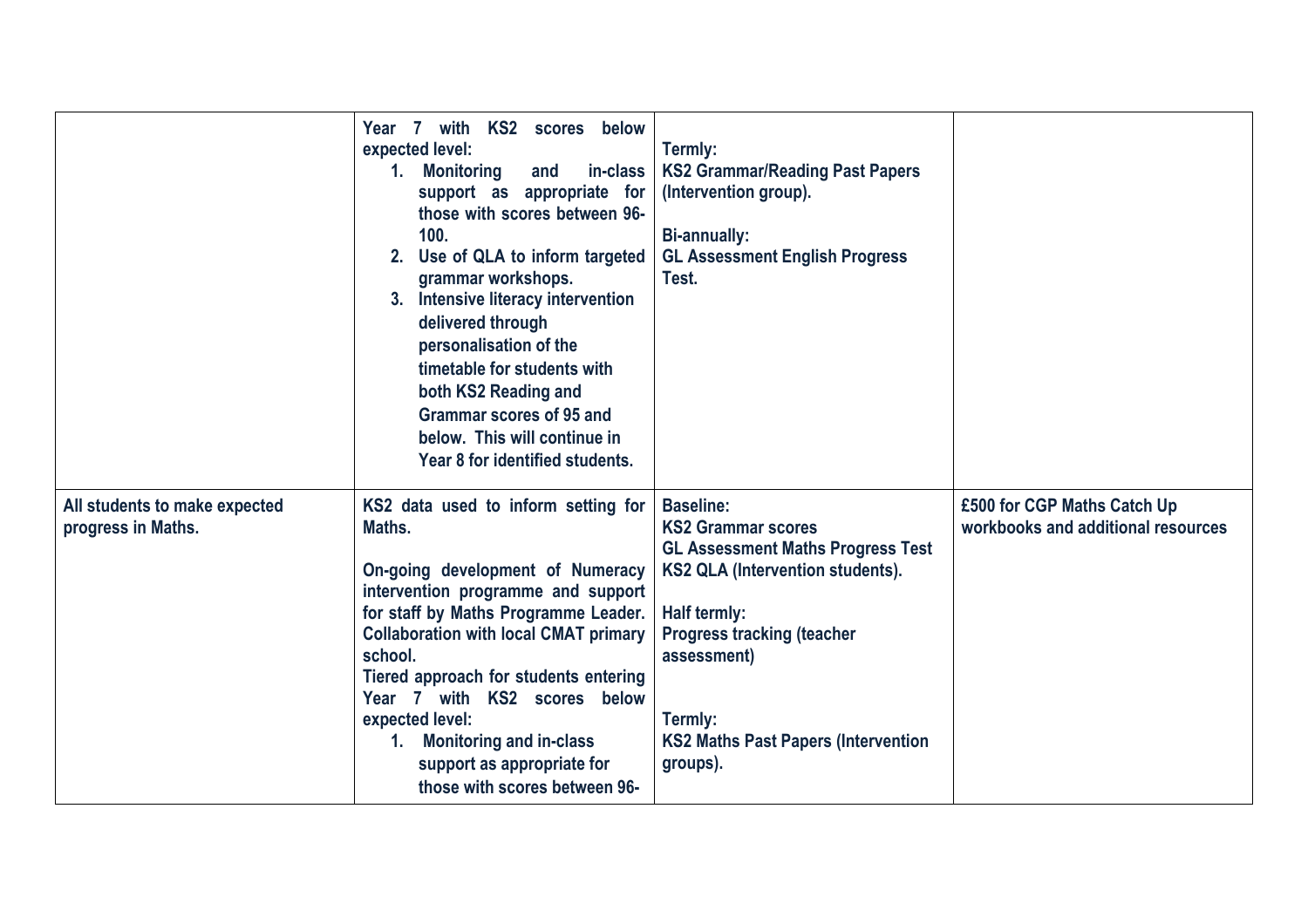|  |  |  |  |
|---|---|---|---|
|  | **Year 7 with KS2 scores below expected level:**<br>1. **Monitoring and in-class support as appropriate for those with scores between 96-100.**<br>2. **Use of QLA to inform targeted grammar workshops.**<br>3. **Intensive literacy intervention delivered through personalisation of the timetable for students with both KS2 Reading and Grammar scores of 95 and below. This will continue in Year 8 for identified students.** | **Termly:**<br>**KS2 Grammar/Reading Past Papers (Intervention group).**<br><br>**Bi-annually:**<br>**GL Assessment English Progress Test.** |  |
| **All students to make expected progress in Maths.** | **KS2 data used to inform setting for Maths.**<br><br>**On-going development of Numeracy intervention programme and support for staff by Maths Programme Leader. Collaboration with local CMAT primary school.**<br>**Tiered approach for students entering Year 7 with KS2 scores below expected level:**<br>1. **Monitoring and in-class support as appropriate for those with scores between 96-** | **Baseline:**<br>**KS2 Grammar scores**<br>**GL Assessment Maths Progress Test**<br>**KS2 QLA (Intervention students).**<br><br>**Half termly:**<br>**Progress tracking (teacher assessment)**<br><br>**Termly:**<br>**KS2 Maths Past Papers (Intervention groups).** | **£500 for CGP Maths Catch Up workbooks and additional resources** |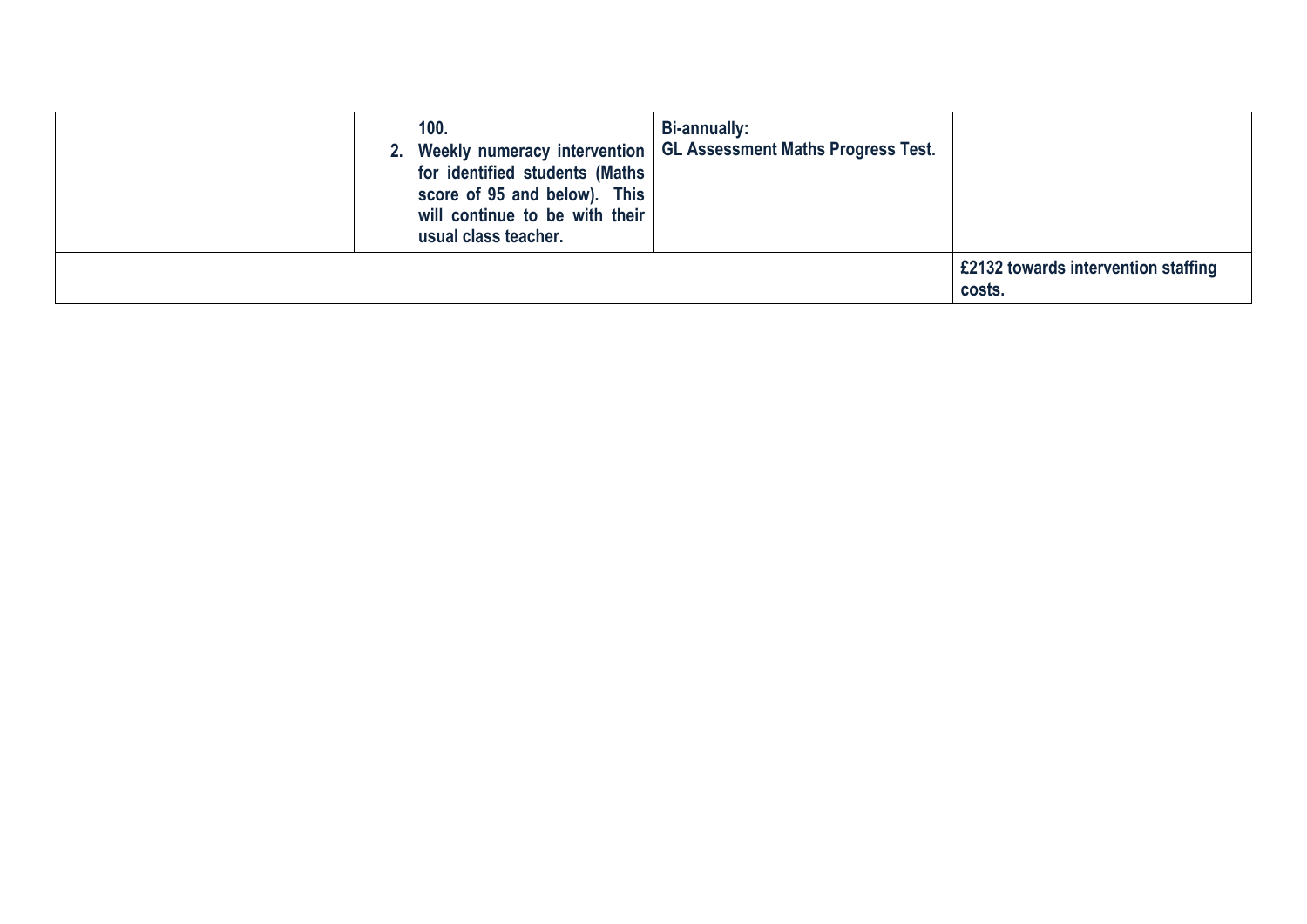| | | | |
|---|---|---|---|
| | 100.<br>2. Weekly numeracy intervention for identified students (Maths score of 95 and below). This will continue to be with their usual class teacher. | **Bi-annually:**<br>**GL Assessment Maths Progress Test.** | |
| | | | **£2132 towards intervention staffing costs.** |